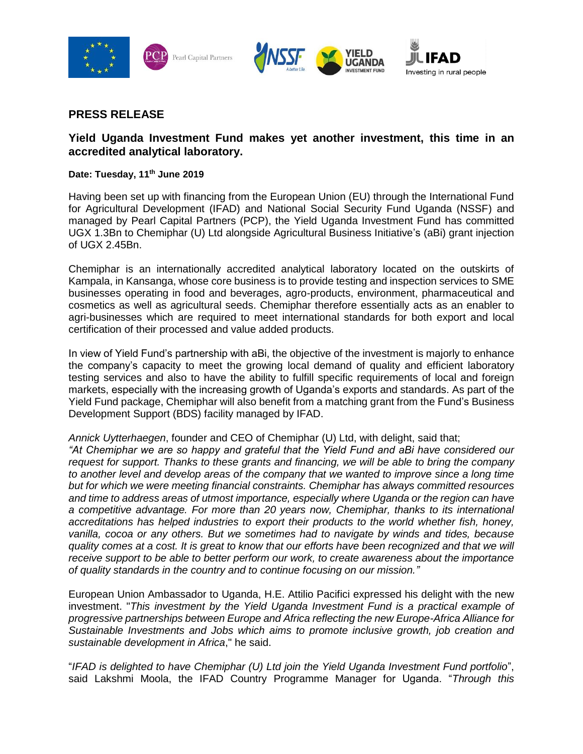## PRESS RELEASE

### Yield Uganda Investment Fund makes yet another investment, this time in an accredited analytical laboratory.

**Date: Tuesday, 11th June 2019**

Having been set up with financing from the European Union (EU) through the International Fund for Agricultural Development (IFAD) and National Social Security Fund Uganda (NSSF) and managed by Pearl Capital Partners (PCP), the Yield Uganda Investment Fund has committed UGX 1.3Bn to Chemiphar (U) Ltd alongside Agricultural Business Initiative's (aBi) grant injection of UGX 2.45Bn.

Chemiphar is an internationally accredited analytical laboratory located on the outskirts of Kampala, in Kansanga, whose core business is to provide testing and inspection services to SME businesses operating in food and beverages, agro-products, environment, pharmaceutical and cosmetics as well as agricultural seeds. Chemiphar therefore essentially acts as an enabler to agri-businesses which are required to meet international standards for both export and local certification of their processed and value added products.

In view of Yield Fund's partnership with aBi, the objective of the investment is majorly to enhance the company's capacity to meet the growing local demand of quality and efficient laboratory testing services and also to have the ability to fulfill specific requirements of local and foreign markets, especially with the increasing growth of Uganda's exports and standards. As part of the Yield Fund package, Chemiphar will also benefit from a matching grant from the Fund's Business Development Support (BDS) facility managed by IFAD.

*Annick Uytterhaegen*, founder and CEO of Chemiphar (U) Ltd, with delight, said that;

*"At Chemiphar we are so happy and grateful that the Yield Fund and aBi have considered our request for support. Thanks to these grants and financing, we will be able to bring the company to another level and develop areas of the company that we wanted to improve since a long time but for which we were meeting financial constraints. Chemiphar has always committed resources and time to address areas of utmost importance, especially where Uganda or the region can have a competitive advantage. For more than 20 years now, Chemiphar, thanks to its international accreditations has helped industries to export their products to the world whether fish, honey, vanilla, cocoa or any others. But we sometimes had to navigate by winds and tides, because quality comes at a cost. It is great to know that our efforts have been recognized and that we will receive support to be able to better perform our work, to create awareness about the importance of quality standards in the country and to continue focusing on our mission."*

European Union Ambassador to Uganda, H.E. Attilio Pacifici expressed his delight with the new investment. "*This investment by the Yield Uganda Investment Fund is a practical example of progressive partnerships between Europe and Africa reflecting the new Europe-Africa Alliance for Sustainable Investments and Jobs which aims to promote inclusive growth, job creation and sustainable development in Africa*," he said.

"*IFAD is delighted to have Chemiphar (U) Ltd join the Yield Uganda Investment Fund portfolio*", said Lakshmi Moola, the IFAD Country Programme Manager for Uganda. "*Through this*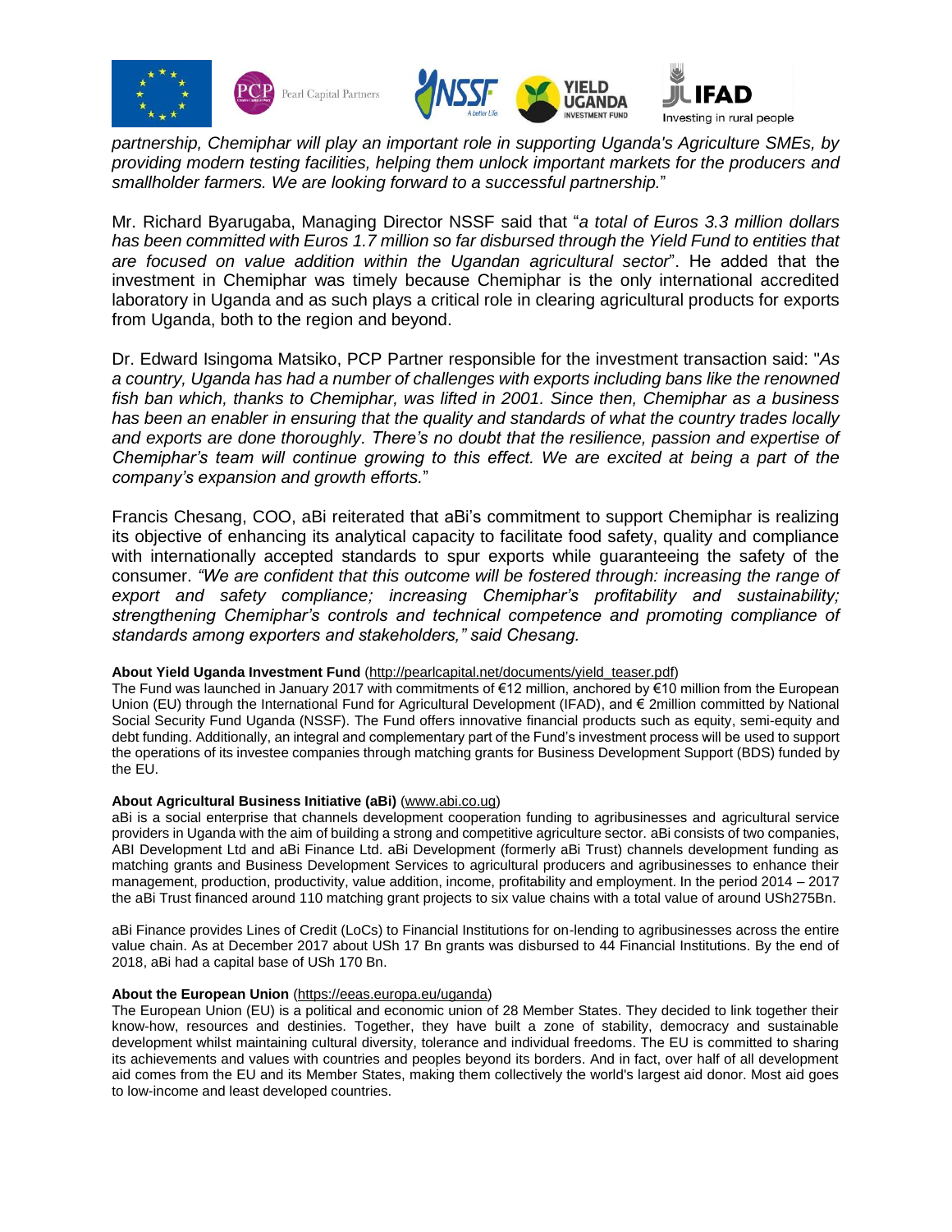*partnership, Chemiphar will play an important role in supporting Uganda's Agriculture SMEs, by providing modern testing facilities, helping them unlock important markets for the producers and smallholder farmers. We are looking forward to a successful partnership.*"

Mr. Richard Byarugaba, Managing Director NSSF said that "*a total of Euros 3.3 million dollars has been committed with Euros 1.7 million so far disbursed through the Yield Fund to entities that are focused on value addition within the Ugandan agricultural sector*". He added that the investment in Chemiphar was timely because Chemiphar is the only international accredited laboratory in Uganda and as such plays a critical role in clearing agricultural products for exports from Uganda, both to the region and beyond.

Dr. Edward Isingoma Matsiko, PCP Partner responsible for the investment transaction said: "*As a country, Uganda has had a number of challenges with exports including bans like the renowned fish ban which, thanks to Chemiphar, was lifted in 2001. Since then, Chemiphar as a business has been an enabler in ensuring that the quality and standards of what the country trades locally and exports are done thoroughly. There's no doubt that the resilience, passion and expertise of Chemiphar's team will continue growing to this effect. We are excited at being a part of the company's expansion and growth efforts.*"

Francis Chesang, COO, aBi reiterated that aBi's commitment to support Chemiphar is realizing its objective of enhancing its analytical capacity to facilitate food safety, quality and compliance with internationally accepted standards to spur exports while guaranteeing the safety of the consumer. *"We are confident that this outcome will be fostered through: increasing the range of export and safety compliance; increasing Chemiphar's profitability and sustainability; strengthening Chemiphar's controls and technical competence and promoting compliance of standards among exporters and stakeholders," said Chesang.*

**About Yield Uganda Investment Fund** (http://pearlcapital.net/documents/yield_teaser.pdf)

The Fund was launched in January 2017 with commitments of €12 million, anchored by €10 million from the European Union (EU) through the International Fund for Agricultural Development (IFAD), and € 2million committed by National Social Security Fund Uganda (NSSF). The Fund offers innovative financial products such as equity, semi-equity and debt funding. Additionally, an integral and complementary part of the Fund's investment process will be used to support the operations of its investee companies through matching grants for Business Development Support (BDS) funded by the EU.

**About Agricultural Business Initiative (aBi)** (www.abi.co.ug)

aBi is a social enterprise that channels development cooperation funding to agribusinesses and agricultural service providers in Uganda with the aim of building a strong and competitive agriculture sector. aBi consists of two companies, ABI Development Ltd and aBi Finance Ltd. aBi Development (formerly aBi Trust) channels development funding as matching grants and Business Development Services to agricultural producers and agribusinesses to enhance their management, production, productivity, value addition, income, profitability and employment. In the period 2014 – 2017 the aBi Trust financed around 110 matching grant projects to six value chains with a total value of around USh275Bn.

aBi Finance provides Lines of Credit (LoCs) to Financial Institutions for on-lending to agribusinesses across the entire value chain. As at December 2017 about USh 17 Bn grants was disbursed to 44 Financial Institutions. By the end of 2018, aBi had a capital base of USh 170 Bn.

**About the European Union** (https://eeas.europa.eu/uganda)

The European Union (EU) is a political and economic union of 28 Member States. They decided to link together their know-how, resources and destinies. Together, they have built a zone of stability, democracy and sustainable development whilst maintaining cultural diversity, tolerance and individual freedoms. The EU is committed to sharing its achievements and values with countries and peoples beyond its borders. And in fact, over half of all development aid comes from the EU and its Member States, making them collectively the world's largest aid donor. Most aid goes to low-income and least developed countries.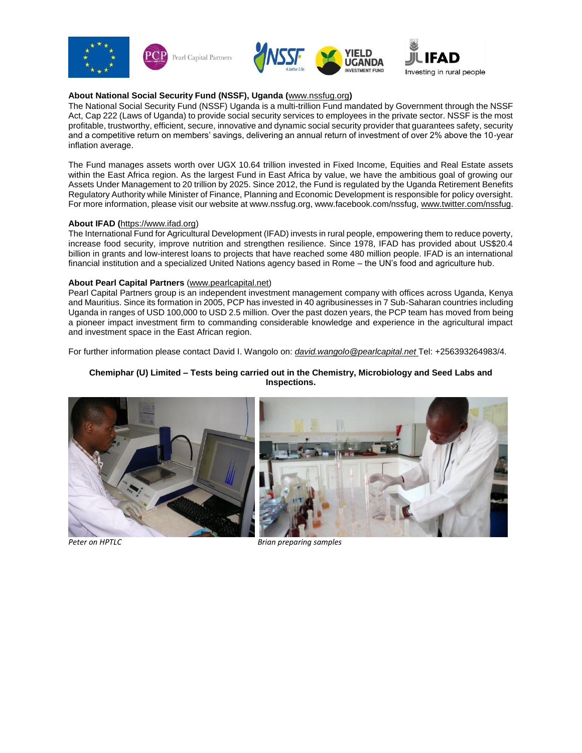**About National Social Security Fund (NSSF), Uganda (**www.nssfug.org**)**

The National Social Security Fund (NSSF) Uganda is a multi-trillion Fund mandated by Government through the NSSF Act, Cap 222 (Laws of Uganda) to provide social security services to employees in the private sector. NSSF is the most profitable, trustworthy, efficient, secure, innovative and dynamic social security provider that guarantees safety, security and a competitive return on members' savings, delivering an annual return of investment of over 2% above the 10-year inflation average.

The Fund manages assets worth over UGX 10.64 trillion invested in Fixed Income, Equities and Real Estate assets within the East Africa region. As the largest Fund in East Africa by value, we have the ambitious goal of growing our Assets Under Management to 20 trillion by 2025. Since 2012, the Fund is regulated by the Uganda Retirement Benefits Regulatory Authority while Minister of Finance, Planning and Economic Development is responsible for policy oversight. For more information, please visit our website at www.nssfug.org, www.facebook.com/nssfug, www.twitter.com/nssfug.

**About IFAD (**https://www.ifad.org)

The International Fund for Agricultural Development (IFAD) invests in rural people, empowering them to reduce poverty, increase food security, improve nutrition and strengthen resilience. Since 1978, IFAD has provided about US$20.4 billion in grants and low-interest loans to projects that have reached some 480 million people. IFAD is an international financial institution and a specialized United Nations agency based in Rome – the UN's food and agriculture hub.

**About Pearl Capital Partners** (www.pearlcapital.net)

Pearl Capital Partners group is an independent investment management company with offices across Uganda, Kenya and Mauritius. Since its formation in 2005, PCP has invested in 40 agribusinesses in 7 Sub-Saharan countries including Uganda in ranges of USD 100,000 to USD 2.5 million. Over the past dozen years, the PCP team has moved from being a pioneer impact investment firm to commanding considerable knowledge and experience in the agricultural impact and investment space in the East African region.

For further information please contact David I. Wangolo on: *david.wangolo@pearlcapital.net* Tel: +256393264983/4.

**Chemiphar (U) Limited – Tests being carried out in the Chemistry, Microbiology and Seed Labs and Inspections.**

*Peter on HPTLC*

*Brian preparing samples*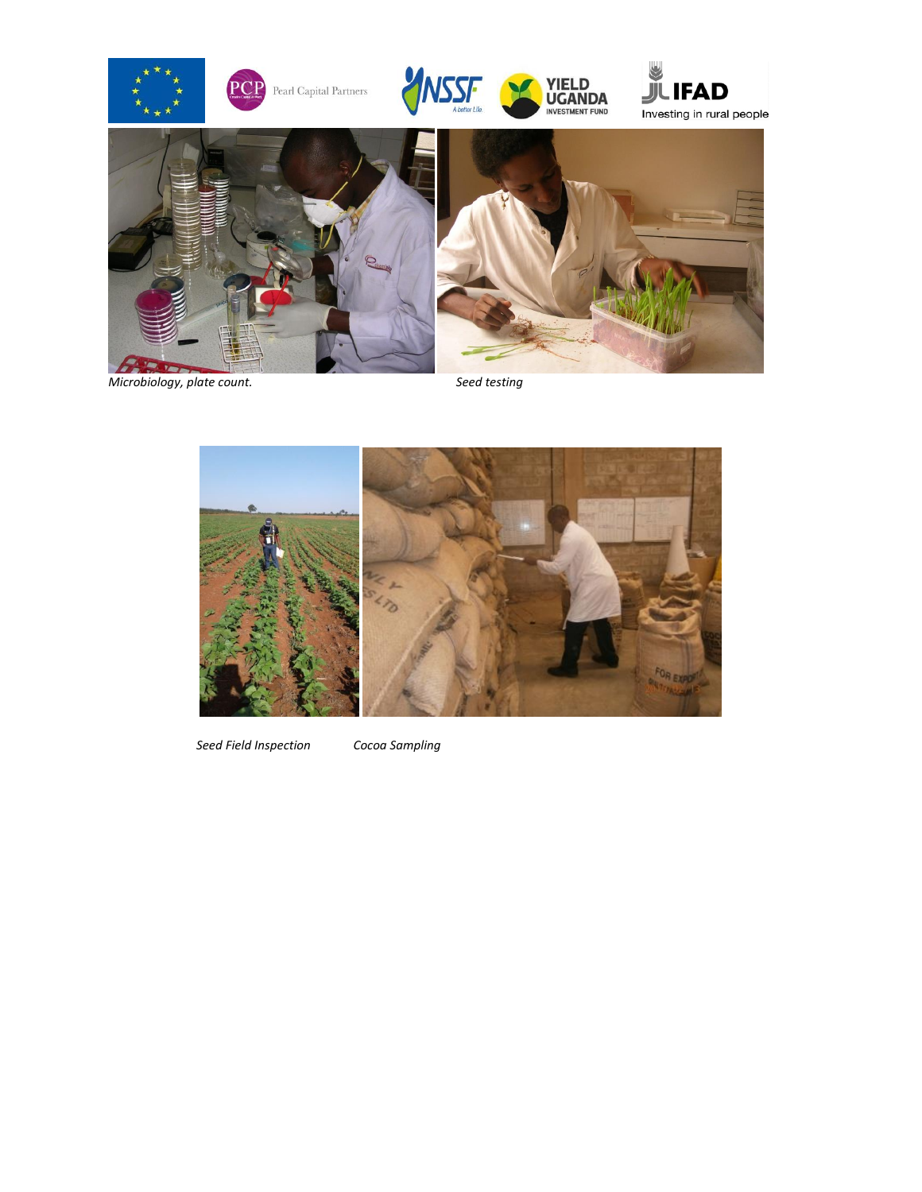*Microbiology, plate count.*

*Seed testing*

*Seed Field Inspection*

*Cocoa Sampling*